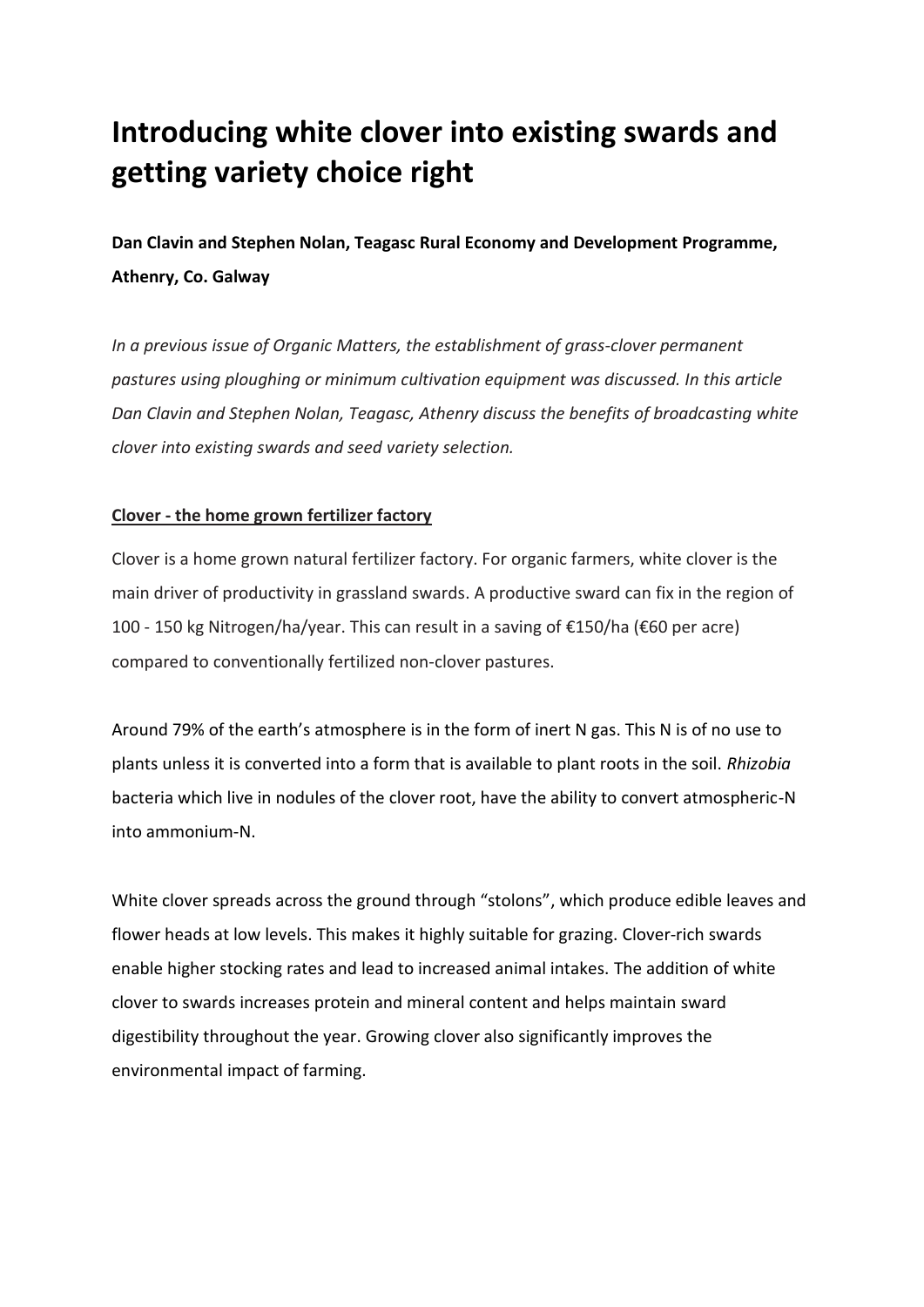# Introducing white clover into existing swards and getting variety choice right

**Dan Clavin and Stephen Nolan, Teagasc Rural Economy and Development Programme, Athenry, Co. Galway**

*In a previous issue of Organic Matters, the establishment of grass-clover permanent pastures using ploughing or minimum cultivation equipment was discussed. In this article Dan Clavin and Stephen Nolan, Teagasc, Athenry discuss the benefits of broadcasting white clover into existing swards and seed variety selection.*

## Clover - the home grown fertilizer factory

Clover is a home grown natural fertilizer factory. For organic farmers, white clover is the main driver of productivity in grassland swards. A productive sward can fix in the region of 100 - 150 kg Nitrogen/ha/year. This can result in a saving of €150/ha (€60 per acre) compared to conventionally fertilized non-clover pastures.

Around 79% of the earth's atmosphere is in the form of inert N gas. This N is of no use to plants unless it is converted into a form that is available to plant roots in the soil. *Rhizobia* bacteria which live in nodules of the clover root, have the ability to convert atmospheric-N into ammonium-N.

White clover spreads across the ground through "stolons", which produce edible leaves and flower heads at low levels. This makes it highly suitable for grazing. Clover-rich swards enable higher stocking rates and lead to increased animal intakes. The addition of white clover to swards increases protein and mineral content and helps maintain sward digestibility throughout the year. Growing clover also significantly improves the environmental impact of farming.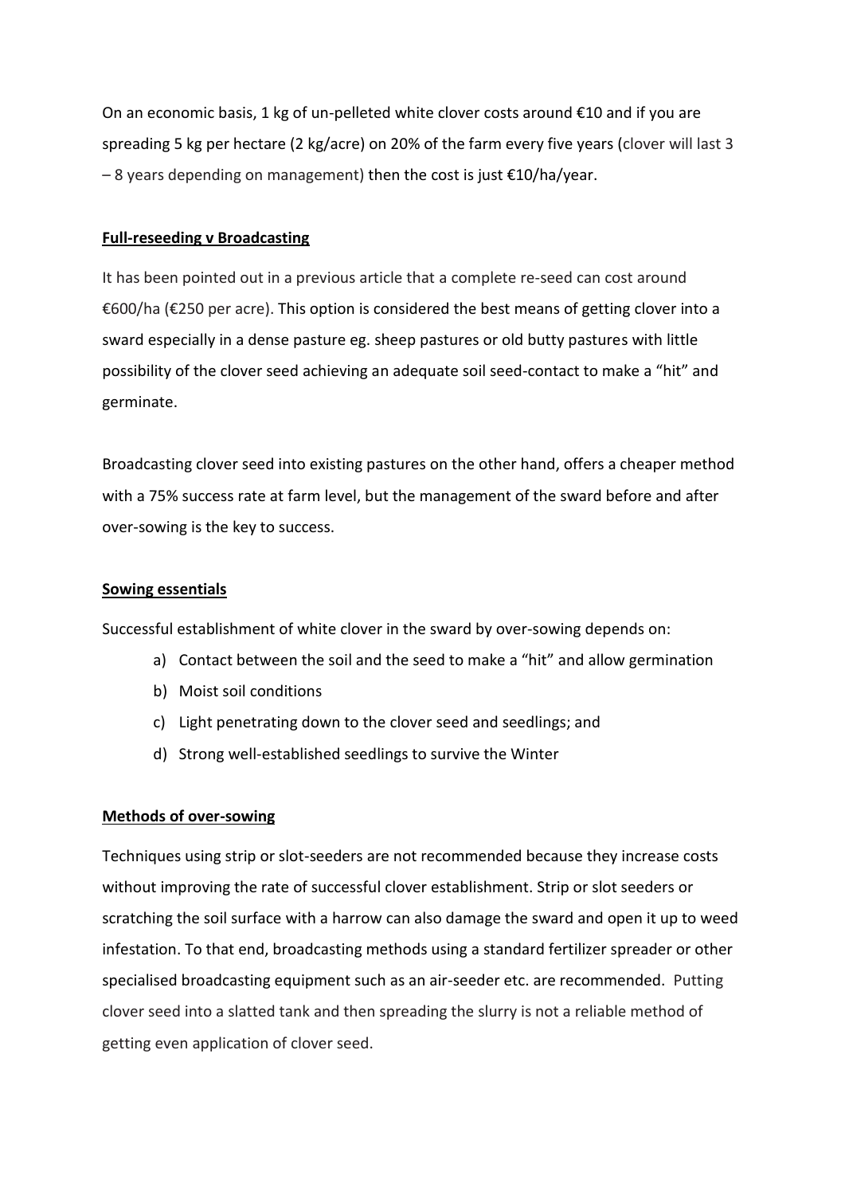On an economic basis, 1 kg of un-pelleted white clover costs around €10 and if you are spreading 5 kg per hectare (2 kg/acre) on 20% of the farm every five years (clover will last 3 – 8 years depending on management) then the cost is just €10/ha/year.

**Full-reseeding v Broadcasting**

It has been pointed out in a previous article that a complete re-seed can cost around €600/ha (€250 per acre). This option is considered the best means of getting clover into a sward especially in a dense pasture eg. sheep pastures or old butty pastures with little possibility of the clover seed achieving an adequate soil seed-contact to make a "hit" and germinate.

Broadcasting clover seed into existing pastures on the other hand, offers a cheaper method with a 75% success rate at farm level, but the management of the sward before and after over-sowing is the key to success.

**Sowing essentials**

Successful establishment of white clover in the sward by over-sowing depends on:

a) Contact between the soil and the seed to make a "hit" and allow germination
b) Moist soil conditions
c) Light penetrating down to the clover seed and seedlings; and
d) Strong well-established seedlings to survive the Winter

**Methods of over-sowing**

Techniques using strip or slot-seeders are not recommended because they increase costs without improving the rate of successful clover establishment. Strip or slot seeders or scratching the soil surface with a harrow can also damage the sward and open it up to weed infestation. To that end, broadcasting methods using a standard fertilizer spreader or other specialised broadcasting equipment such as an air-seeder etc. are recommended. Putting clover seed into a slatted tank and then spreading the slurry is not a reliable method of getting even application of clover seed.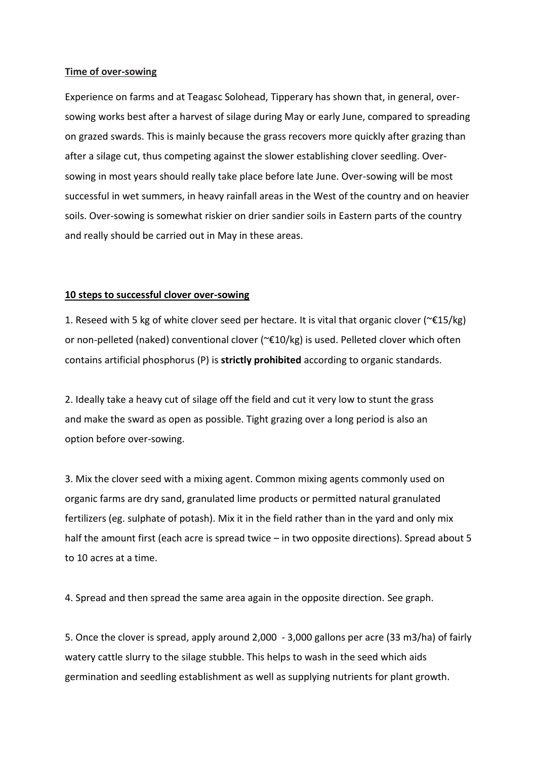**Time of over-sowing**

Experience on farms and at Teagasc Solohead, Tipperary has shown that, in general, over-sowing works best after a harvest of silage during May or early June, compared to spreading on grazed swards. This is mainly because the grass recovers more quickly after grazing than after a silage cut, thus competing against the slower establishing clover seedling. Over-sowing in most years should really take place before late June. Over-sowing will be most successful in wet summers, in heavy rainfall areas in the West of the country and on heavier soils. Over-sowing is somewhat riskier on drier sandier soils in Eastern parts of the country and really should be carried out in May in these areas.

**10 steps to successful clover over-sowing**

1. Reseed with 5 kg of white clover seed per hectare. It is vital that organic clover (~€15/kg) or non-pelleted (naked) conventional clover (~€10/kg) is used. Pelleted clover which often contains artificial phosphorus (P) is **strictly prohibited** according to organic standards.

2. Ideally take a heavy cut of silage off the field and cut it very low to stunt the grass and make the sward as open as possible. Tight grazing over a long period is also an option before over-sowing.

3. Mix the clover seed with a mixing agent. Common mixing agents commonly used on organic farms are dry sand, granulated lime products or permitted natural granulated fertilizers (eg. sulphate of potash). Mix it in the field rather than in the yard and only mix half the amount first (each acre is spread twice – in two opposite directions). Spread about 5 to 10 acres at a time.

4. Spread and then spread the same area again in the opposite direction. See graph.

5. Once the clover is spread, apply around 2,000 - 3,000 gallons per acre (33 m3/ha) of fairly watery cattle slurry to the silage stubble. This helps to wash in the seed which aids germination and seedling establishment as well as supplying nutrients for plant growth.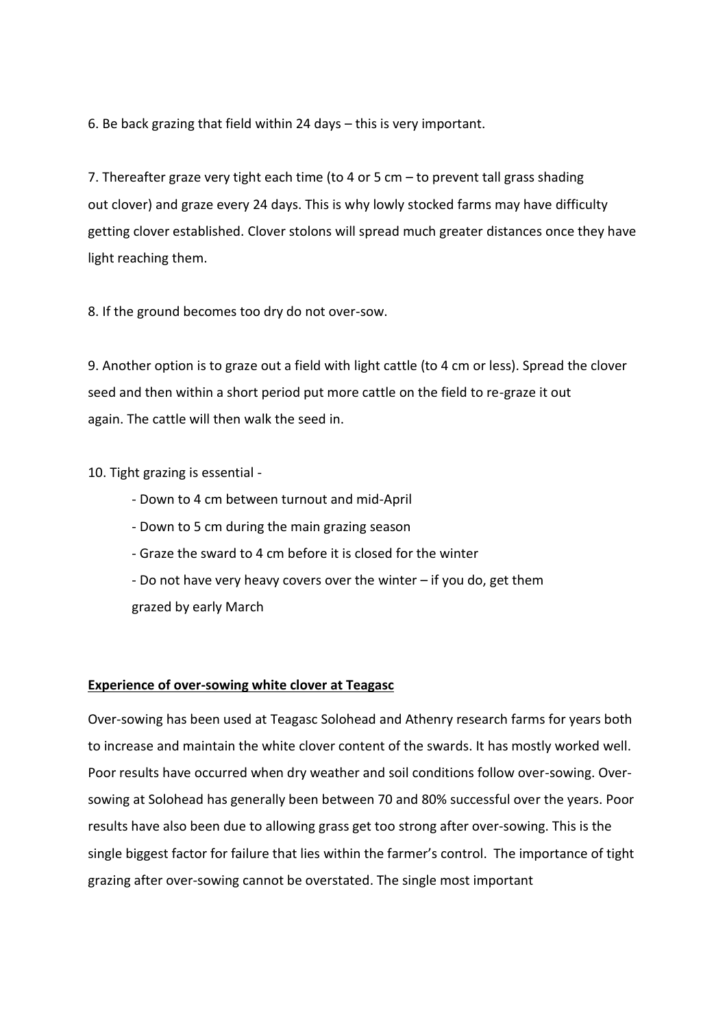6. Be back grazing that field within 24 days – this is very important.

7. Thereafter graze very tight each time (to 4 or 5 cm – to prevent tall grass shading out clover) and graze every 24 days. This is why lowly stocked farms may have difficulty getting clover established. Clover stolons will spread much greater distances once they have light reaching them.

8. If the ground becomes too dry do not over-sow.

9. Another option is to graze out a field with light cattle (to 4 cm or less). Spread the clover seed and then within a short period put more cattle on the field to re-graze it out again. The cattle will then walk the seed in.

10. Tight grazing is essential -

- Down to 4 cm between turnout and mid-April
- Down to 5 cm during the main grazing season
- Graze the sward to 4 cm before it is closed for the winter
- Do not have very heavy covers over the winter – if you do, get them grazed by early March

**Experience of over-sowing white clover at Teagasc**

Over-sowing has been used at Teagasc Solohead and Athenry research farms for years both to increase and maintain the white clover content of the swards. It has mostly worked well. Poor results have occurred when dry weather and soil conditions follow over-sowing. Over-sowing at Solohead has generally been between 70 and 80% successful over the years. Poor results have also been due to allowing grass get too strong after over-sowing. This is the single biggest factor for failure that lies within the farmer's control. The importance of tight grazing after over-sowing cannot be overstated. The single most important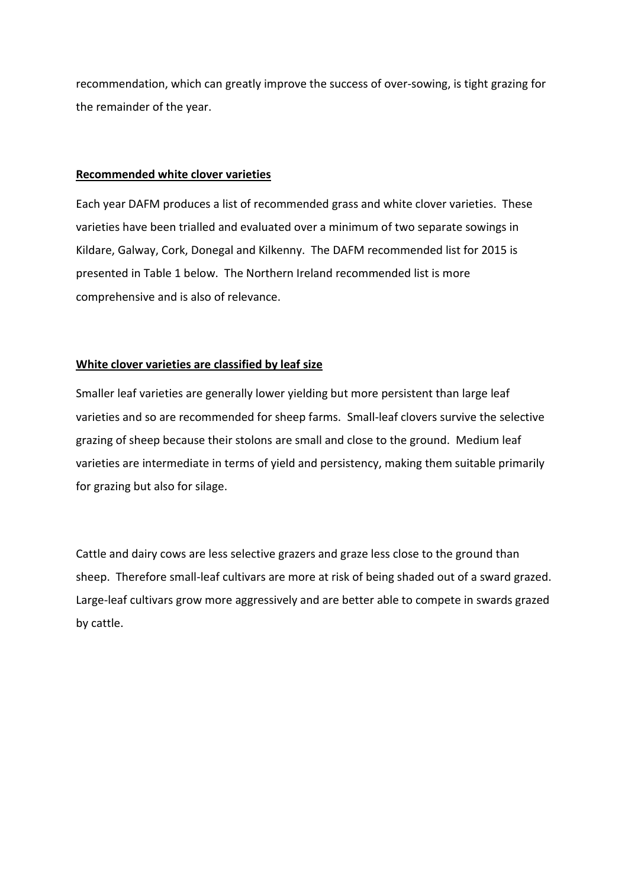recommendation, which can greatly improve the success of over-sowing, is tight grazing for the remainder of the year.

## Recommended white clover varieties

Each year DAFM produces a list of recommended grass and white clover varieties. These varieties have been trialled and evaluated over a minimum of two separate sowings in Kildare, Galway, Cork, Donegal and Kilkenny. The DAFM recommended list for 2015 is presented in Table 1 below. The Northern Ireland recommended list is more comprehensive and is also of relevance.

## White clover varieties are classified by leaf size

Smaller leaf varieties are generally lower yielding but more persistent than large leaf varieties and so are recommended for sheep farms. Small-leaf clovers survive the selective grazing of sheep because their stolons are small and close to the ground. Medium leaf varieties are intermediate in terms of yield and persistency, making them suitable primarily for grazing but also for silage.

Cattle and dairy cows are less selective grazers and graze less close to the ground than sheep. Therefore small-leaf cultivars are more at risk of being shaded out of a sward grazed. Large-leaf cultivars grow more aggressively and are better able to compete in swards grazed by cattle.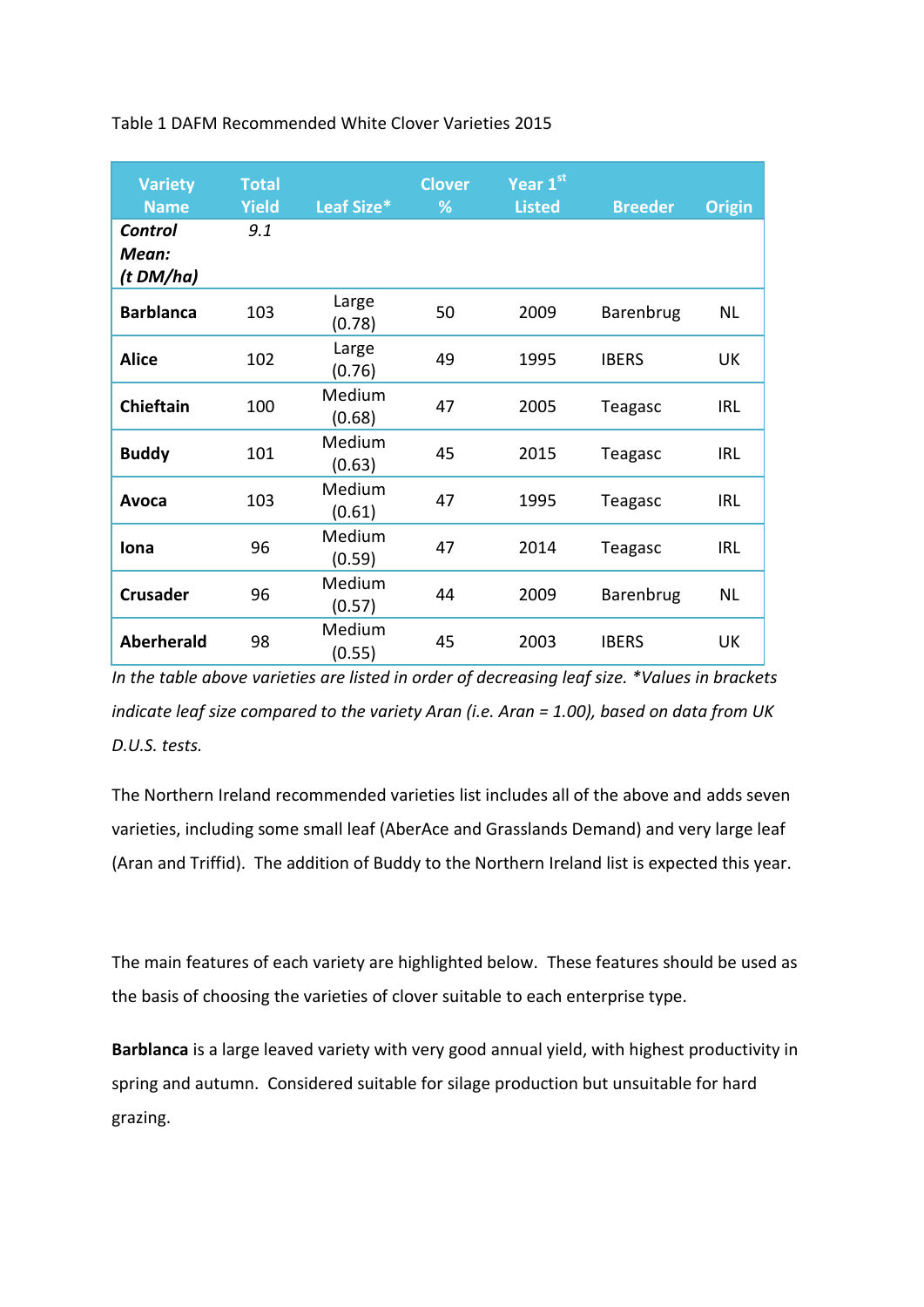Table 1 DAFM Recommended White Clover Varieties 2015

| Variety Name | Total Yield | Leaf Size* | Clover % | Year 1st Listed | Breeder | Origin |
|---|---|---|---|---|---|---|
| ***Control Mean: (t DM/ha)*** | *9.1* | | | | | |
| **Barblanca** | 103 | Large (0.78) | 50 | 2009 | Barenbrug | NL |
| **Alice** | 102 | Large (0.76) | 49 | 1995 | IBERS | UK |
| **Chieftain** | 100 | Medium (0.68) | 47 | 2005 | Teagasc | IRL |
| **Buddy** | 101 | Medium (0.63) | 45 | 2015 | Teagasc | IRL |
| **Avoca** | 103 | Medium (0.61) | 47 | 1995 | Teagasc | IRL |
| **Iona** | 96 | Medium (0.59) | 47 | 2014 | Teagasc | IRL |
| **Crusader** | 96 | Medium (0.57) | 44 | 2009 | Barenbrug | NL |
| **Aberherald** | 98 | Medium (0.55) | 45 | 2003 | IBERS | UK |

*In the table above varieties are listed in order of decreasing leaf size. *Values in brackets indicate leaf size compared to the variety Aran (i.e. Aran = 1.00), based on data from UK D.U.S. tests.*

The Northern Ireland recommended varieties list includes all of the above and adds seven varieties, including some small leaf (AberAce and Grasslands Demand) and very large leaf (Aran and Triffid). The addition of Buddy to the Northern Ireland list is expected this year.

The main features of each variety are highlighted below. These features should be used as the basis of choosing the varieties of clover suitable to each enterprise type.

**Barblanca** is a large leaved variety with very good annual yield, with highest productivity in spring and autumn. Considered suitable for silage production but unsuitable for hard grazing.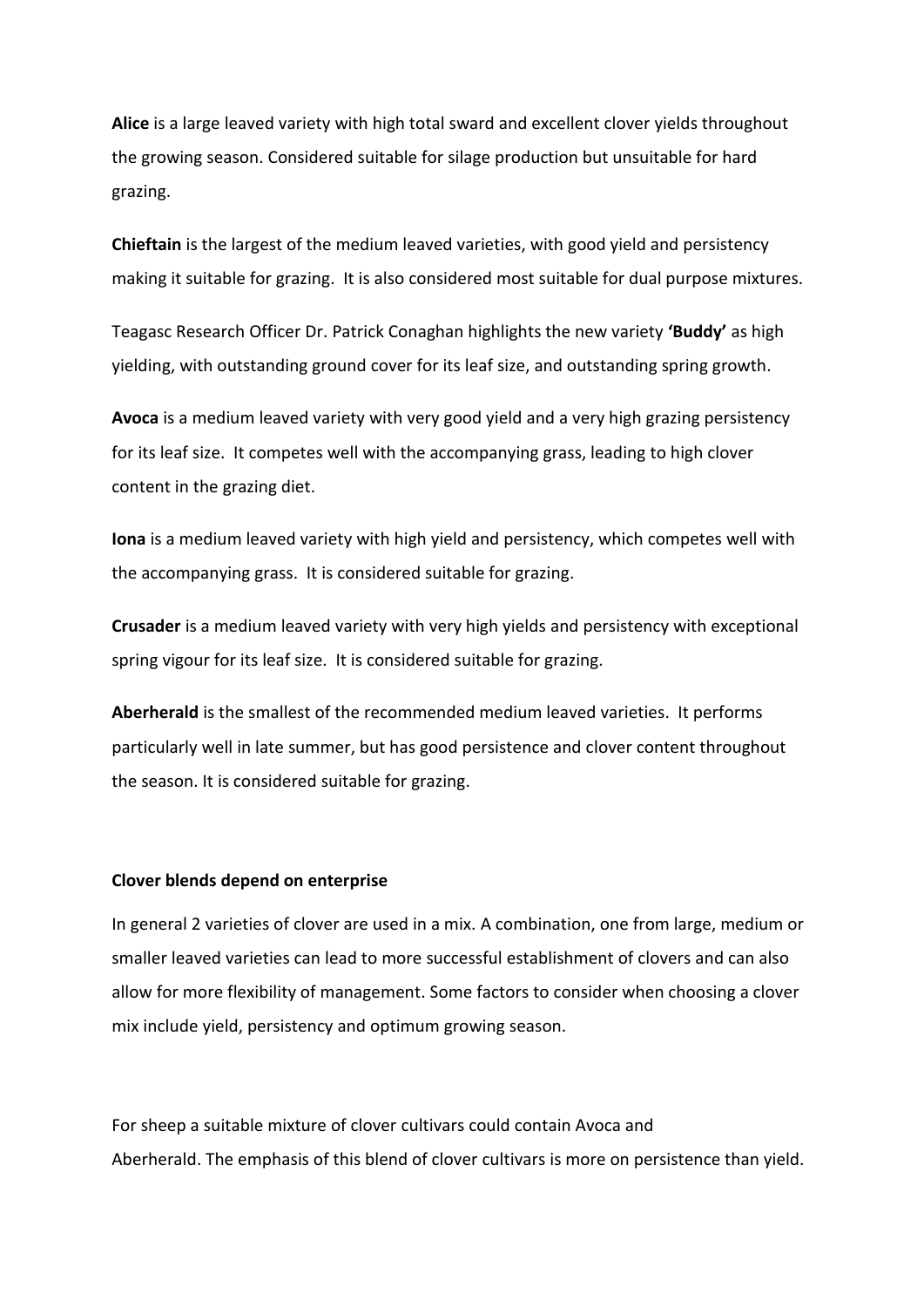**Alice** is a large leaved variety with high total sward and excellent clover yields throughout the growing season. Considered suitable for silage production but unsuitable for hard grazing.

**Chieftain** is the largest of the medium leaved varieties, with good yield and persistency making it suitable for grazing. It is also considered most suitable for dual purpose mixtures.

Teagasc Research Officer Dr. Patrick Conaghan highlights the new variety **'Buddy'** as high yielding, with outstanding ground cover for its leaf size, and outstanding spring growth.

**Avoca** is a medium leaved variety with very good yield and a very high grazing persistency for its leaf size. It competes well with the accompanying grass, leading to high clover content in the grazing diet.

**Iona** is a medium leaved variety with high yield and persistency, which competes well with the accompanying grass. It is considered suitable for grazing.

**Crusader** is a medium leaved variety with very high yields and persistency with exceptional spring vigour for its leaf size. It is considered suitable for grazing.

**Aberherald** is the smallest of the recommended medium leaved varieties. It performs particularly well in late summer, but has good persistence and clover content throughout the season. It is considered suitable for grazing.

**Clover blends depend on enterprise**

In general 2 varieties of clover are used in a mix. A combination, one from large, medium or smaller leaved varieties can lead to more successful establishment of clovers and can also allow for more flexibility of management. Some factors to consider when choosing a clover mix include yield, persistency and optimum growing season.

For sheep a suitable mixture of clover cultivars could contain Avoca and Aberherald. The emphasis of this blend of clover cultivars is more on persistence than yield.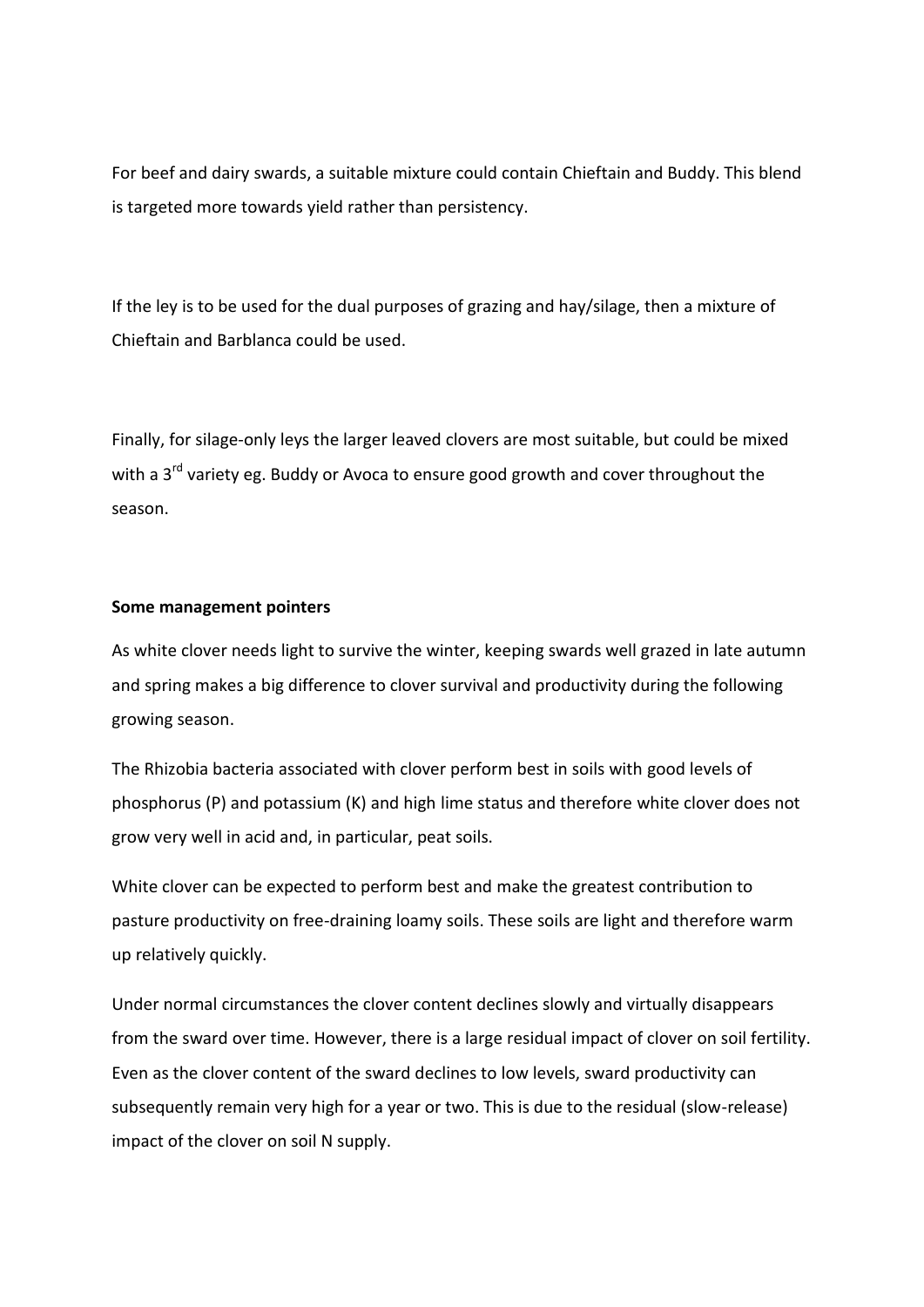For beef and dairy swards, a suitable mixture could contain Chieftain and Buddy. This blend is targeted more towards yield rather than persistency.

If the ley is to be used for the dual purposes of grazing and hay/silage, then a mixture of Chieftain and Barblanca could be used.

Finally, for silage-only leys the larger leaved clovers are most suitable, but could be mixed with a 3rd variety eg. Buddy or Avoca to ensure good growth and cover throughout the season.

**Some management pointers**

As white clover needs light to survive the winter, keeping swards well grazed in late autumn and spring makes a big difference to clover survival and productivity during the following growing season.

The Rhizobia bacteria associated with clover perform best in soils with good levels of phosphorus (P) and potassium (K) and high lime status and therefore white clover does not grow very well in acid and, in particular, peat soils.

White clover can be expected to perform best and make the greatest contribution to pasture productivity on free-draining loamy soils. These soils are light and therefore warm up relatively quickly.

Under normal circumstances the clover content declines slowly and virtually disappears from the sward over time. However, there is a large residual impact of clover on soil fertility. Even as the clover content of the sward declines to low levels, sward productivity can subsequently remain very high for a year or two. This is due to the residual (slow-release) impact of the clover on soil N supply.